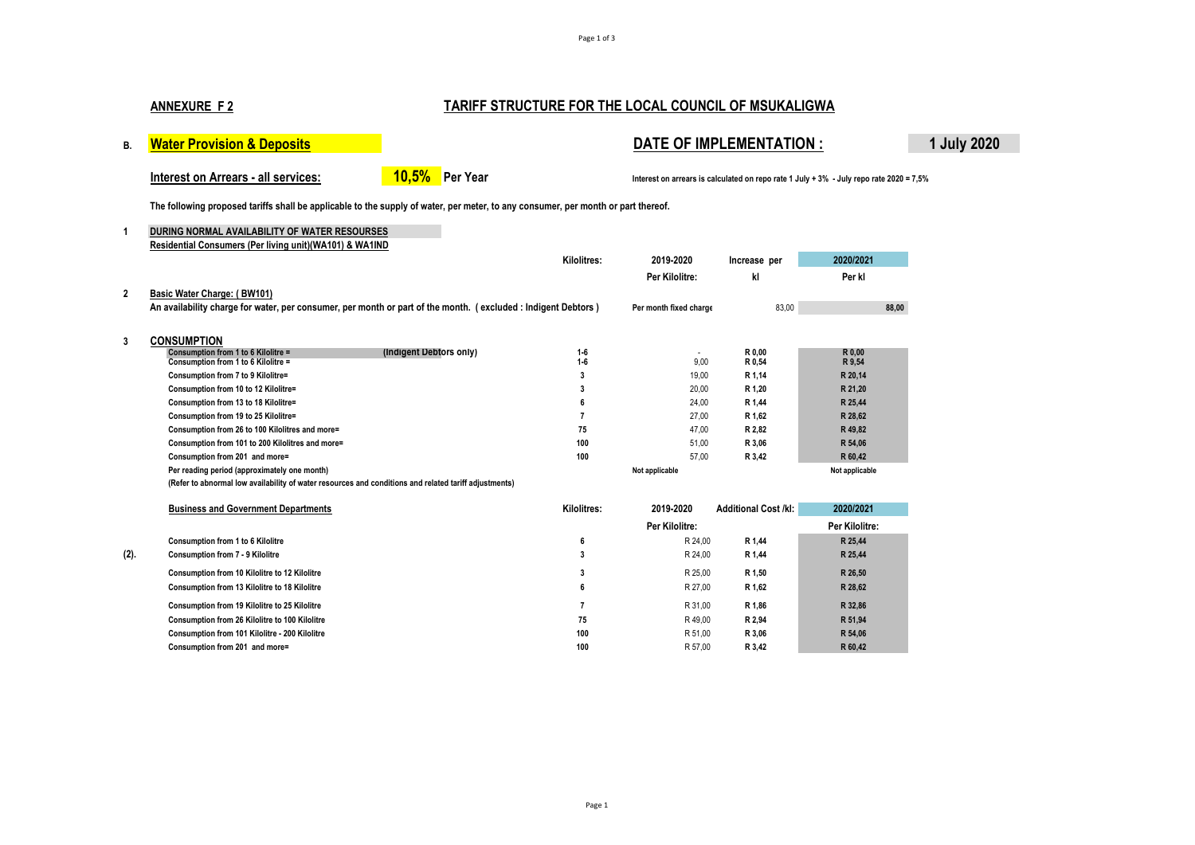## ANNEXURE F 2

## TARIFF STRUCTURE FOR THE LOCAL COUNCIL OF MSUKALIGWA

**B. Water Provision & Deposits**

**DATE OF IMPLEMENTATION : 1 July 2020**

**Interest on Arrears - all services: 10,5% Per Year**

Interest on arrears is calculated on repo rate 1 July + 3% - July repo rate 2020 = 7,5%

**The following proposed tariffs shall be applicable to the supply of water, per meter, to any consumer, per month or part thereof.**

**1 DURING NORMAL AVAILABILITY OF WATER RESOURSES**

**Residential Consumers (Per living unit)(WA101) & WA1IND**

| | | Kilolitres: | 2019-2020 Per Kilolitre: | Increase per kl | 2020/2021 Per kl |
|---|---|---|---|---|---|
| 2 | **Basic Water Charge: ( BW101)** An availability charge for water, per consumer, per month or part of the month. (excluded : Indigent Debtors ) | | Per month fixed charge | 83,00 | 88,00 |
| 3 | **CONSUMPTION** | | | | |
| | Consumption from 1 to 6 Kilolitre = (Indigent Debtors only) | 1-6 | - | R 0,00 | R 0,00 |
| | Consumption from 1 to 6 Kilolitre = | 1-6 | 9,00 | R 0,54 | R 9,54 |
| | Consumption from 7 to 9 Kilolitre= | 3 | 19,00 | R 1,14 | R 20,14 |
| | Consumption from 10 to 12 Kilolitre= | 3 | 20,00 | R 1,20 | R 21,20 |
| | Consumption from 13 to 18 Kilolitre= | 6 | 24,00 | R 1,44 | R 25,44 |
| | Consumption from 19 to 25 Kilolitre= | 7 | 27,00 | R 1,62 | R 28,62 |
| | Consumption from 26 to 100 Kilolitres and more= | 75 | 47,00 | R 2,82 | R 49,82 |
| | Consumption from 101 to 200 Kilolitres and more= | 100 | 51,00 | R 3,06 | R 54,06 |
| | Consumption from 201 and more= | 100 | 57,00 | R 3,42 | R 60,42 |
| | Per reading period (approximately one month) | | Not applicable | | Not applicable |
| | (Refer to abnormal low availability of water resources and conditions and related tariff adjustments) | | | | |

| | Business and Government Departments | Kilolitres: | 2019-2020 Per Kilolitre: | Additional Cost /kl: | 2020/2021 Per Kilolitre: |
|---|---|---|---|---|---|
| | Consumption from 1 to 6 Kilolitre | 6 | R 24,00 | R 1,44 | R 25,44 |
| (2). | Consumption from 7 - 9 Kilolitre | 3 | R 24,00 | R 1,44 | R 25,44 |
| | Consumption from 10 Kilolitre to 12 Kilolitre | 3 | R 25,00 | R 1,50 | R 26,50 |
| | Consumption from 13 Kilolitre to 18 Kilolitre | 6 | R 27,00 | R 1,62 | R 28,62 |
| | Consumption from 19 Kilolitre to 25 Kilolitre | 7 | R 31,00 | R 1,86 | R 32,86 |
| | Consumption from 26 Kilolitre to 100 Kilolitre | 75 | R 49,00 | R 2,94 | R 51,94 |
| | Consumption from 101 Kilolitre - 200 Kilolitre | 100 | R 51,00 | R 3,06 | R 54,06 |
| | Consumption from 201 and more= | 100 | R 57,00 | R 3,42 | R 60,42 |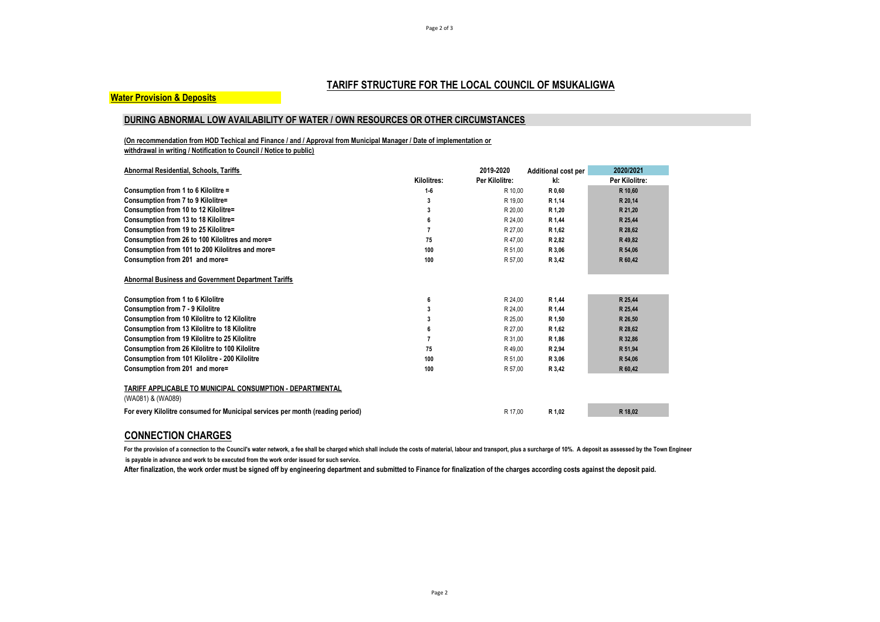# TARIFF STRUCTURE FOR THE LOCAL COUNCIL OF MSUKALIGWA

**Water Provision & Deposits**

## DURING ABNORMAL LOW AVAILABILITY OF WATER / OWN RESOURCES OR OTHER CIRCUMSTANCES

**(On recommendation from HOD Techical and Finance / and / Approval from Municipal Manager / Date of implementation or withdrawal in writing / Notification to Council / Notice to public)**

| Abnormal Residential, Schools, Tariffs | Kilolitres: | 2019-2020 Per Kilolitre: | Additional cost per kl: | 2020/2021 Per Kilolitre: |
|---|---|---|---|---|
| Consumption from 1 to 6 Kilolitre = | 1-6 | R 10,00 | R 0,60 | R 10,60 |
| Consumption from 7 to 9 Kilolitre= | 3 | R 19,00 | R 1,14 | R 20,14 |
| Consumption from 10 to 12 Kilolitre= | 3 | R 20,00 | R 1,20 | R 21,20 |
| Consumption from 13 to 18 Kilolitre= | 6 | R 24,00 | R 1,44 | R 25,44 |
| Consumption from 19 to 25 Kilolitre= | 7 | R 27,00 | R 1,62 | R 28,62 |
| Consumption from 26 to 100 Kilolitres and more= | 75 | R 47,00 | R 2,82 | R 49,82 |
| Consumption from 101 to 200 Kilolitres and more= | 100 | R 51,00 | R 3,06 | R 54,06 |
| Consumption from 201 and more= | 100 | R 57,00 | R 3,42 | R 60,42 |

**Abnormal Business and Government Department Tariffs**

| | Kilolitres: | 2019-2020 Per Kilolitre: | Additional cost per kl: | 2020/2021 Per Kilolitre: |
|---|---|---|---|---|
| Consumption from 1 to 6 Kilolitre | 6 | R 24,00 | R 1,44 | R 25,44 |
| Consumption from 7 - 9 Kilolitre | 3 | R 24,00 | R 1,44 | R 25,44 |
| Consumption from 10 Kilolitre to 12 Kilolitre | 3 | R 25,00 | R 1,50 | R 26,50 |
| Consumption from 13 Kilolitre to 18 Kilolitre | 6 | R 27,00 | R 1,62 | R 28,62 |
| Consumption from 19 Kilolitre to 25 Kilolitre | 7 | R 31,00 | R 1,86 | R 32,86 |
| Consumption from 26 Kilolitre to 100 Kilolitre | 75 | R 49,00 | R 2,94 | R 51,94 |
| Consumption from 101 Kilolitre - 200 Kilolitre | 100 | R 51,00 | R 3,06 | R 54,06 |
| Consumption from 201 and more= | 100 | R 57,00 | R 3,42 | R 60,42 |

**TARIFF APPLICABLE TO MUNICIPAL CONSUMPTION - DEPARTMENTAL**

(WA081) & (WA089)

| | | 2019-2020 Per Kilolitre: | Additional cost per kl: | 2020/2021 Per Kilolitre: |
|---|---|---|---|---|
| For every Kilolitre consumed for Municipal services per month (reading period) | | R 17,00 | R 1,02 | R 18,02 |

## CONNECTION CHARGES

**For the provision of a connection to the Council's water network, a fee shall be charged which shall include the costs of material, labour and transport, plus a surcharge of 10%. A deposit as assessed by the Town Engineer is payable in advance and work to be executed from the work order issued for such service.**

**After finalization, the work order must be signed off by engineering department and submitted to Finance for finalization of the charges according costs against the deposit paid.**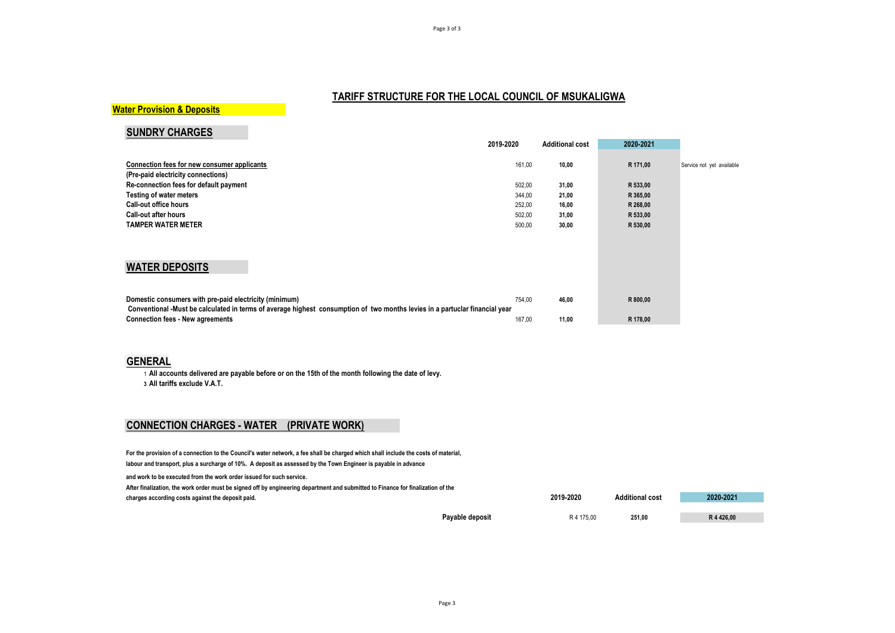# TARIFF STRUCTURE FOR THE LOCAL COUNCIL OF MSUKALIGWA

**Water Provision & Deposits**

## SUNDRY CHARGES

| | 2019-2020 | Additional cost | 2020-2021 | |
|---|---|---|---|---|
| **Connection fees for new consumer applicants** | 161,00 | 10,00 | R 171,00 | Service not yet available |
| **(Pre-paid electricity connections)** | | | | |
| **Re-connection fees for default payment** | 502,00 | 31,00 | R 533,00 | |
| **Testing of water meters** | 344,00 | 21,00 | R 365,00 | |
| **Call-out office hours** | 252,00 | 16,00 | R 268,00 | |
| **Call-out after hours** | 502,00 | 31,00 | R 533,00 | |
| **TAMPER WATER METER** | 500,00 | 30,00 | R 530,00 | |

## WATER DEPOSITS

| | 2019-2020 | Additional cost | 2020-2021 |
|---|---|---|---|
| **Domestic consumers with pre-paid electricity (minimum)** | 754,00 | 46,00 | R 800,00 |
| **Conventional -Must be calculated in terms of average highest consumption of two months levies in a particular financial year** | | | |
| **Connection fees - New agreements** | 167,00 | 11,00 | R 178,00 |

## GENERAL

1 **All accounts delivered are payable before or on the 15th of the month following the date of levy.**

3 **All tariffs exclude V.A.T.**

## CONNECTION CHARGES - WATER (PRIVATE WORK)

**For the provision of a connection to the Council's water network, a fee shall be charged which shall include the costs of material, labour and transport, plus a surcharge of 10%. A deposit as assessed by the Town Engineer is payable in advance and work to be executed from the work order issued for such service.**

**After finalization, the work order must be signed off by engineering department and submitted to Finance for finalization of the charges according costs against the deposit paid.**

| | 2019-2020 | Additional cost | 2020-2021 |
|---|---|---|---|
| **Payable deposit** | R 4 175,00 | 251,00 | R 4 426,00 |